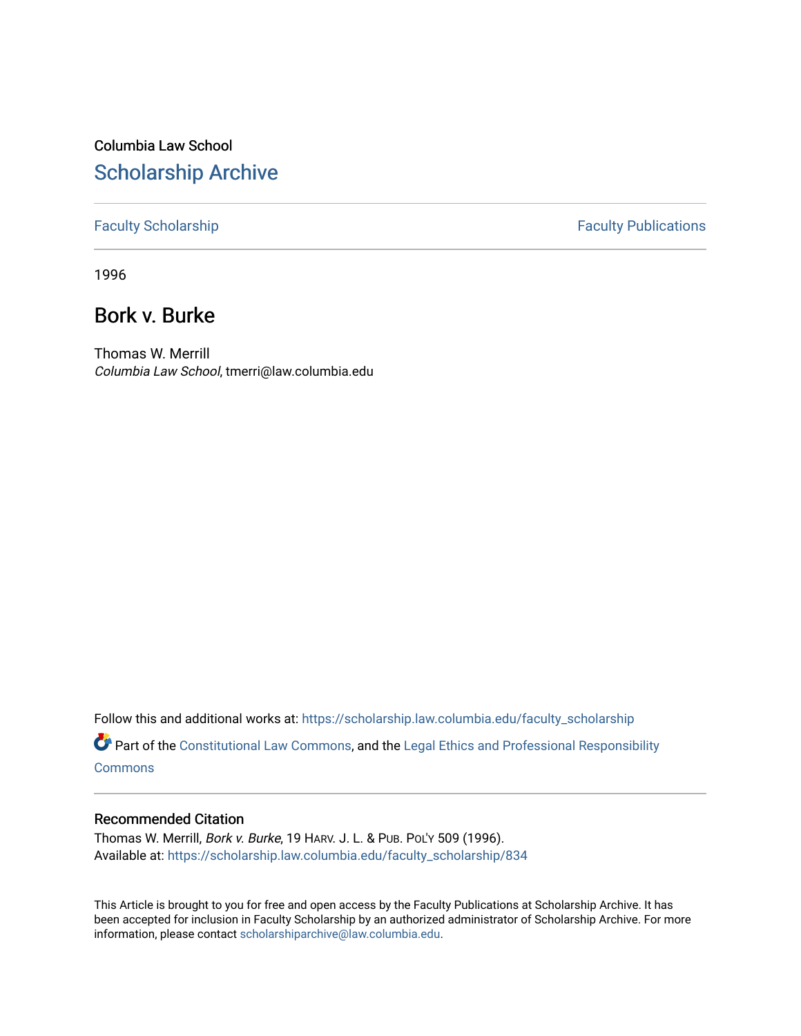Columbia Law School

# Scholarship Archive

Faculty Scholarship | Faculty Publications

1996

## Bork v. Burke

Thomas W. Merrill
*Columbia Law School*, tmerri@law.columbia.edu

Follow this and additional works at: https://scholarship.law.columbia.edu/faculty_scholarship

Part of the Constitutional Law Commons, and the Legal Ethics and Professional Responsibility Commons

### Recommended Citation

Thomas W. Merrill, *Bork v. Burke*, 19 HARV. J. L. & PUB. POL'Y 509 (1996).
Available at: https://scholarship.law.columbia.edu/faculty_scholarship/834

This Article is brought to you for free and open access by the Faculty Publications at Scholarship Archive. It has been accepted for inclusion in Faculty Scholarship by an authorized administrator of Scholarship Archive. For more information, please contact scholarshiparchive@law.columbia.edu.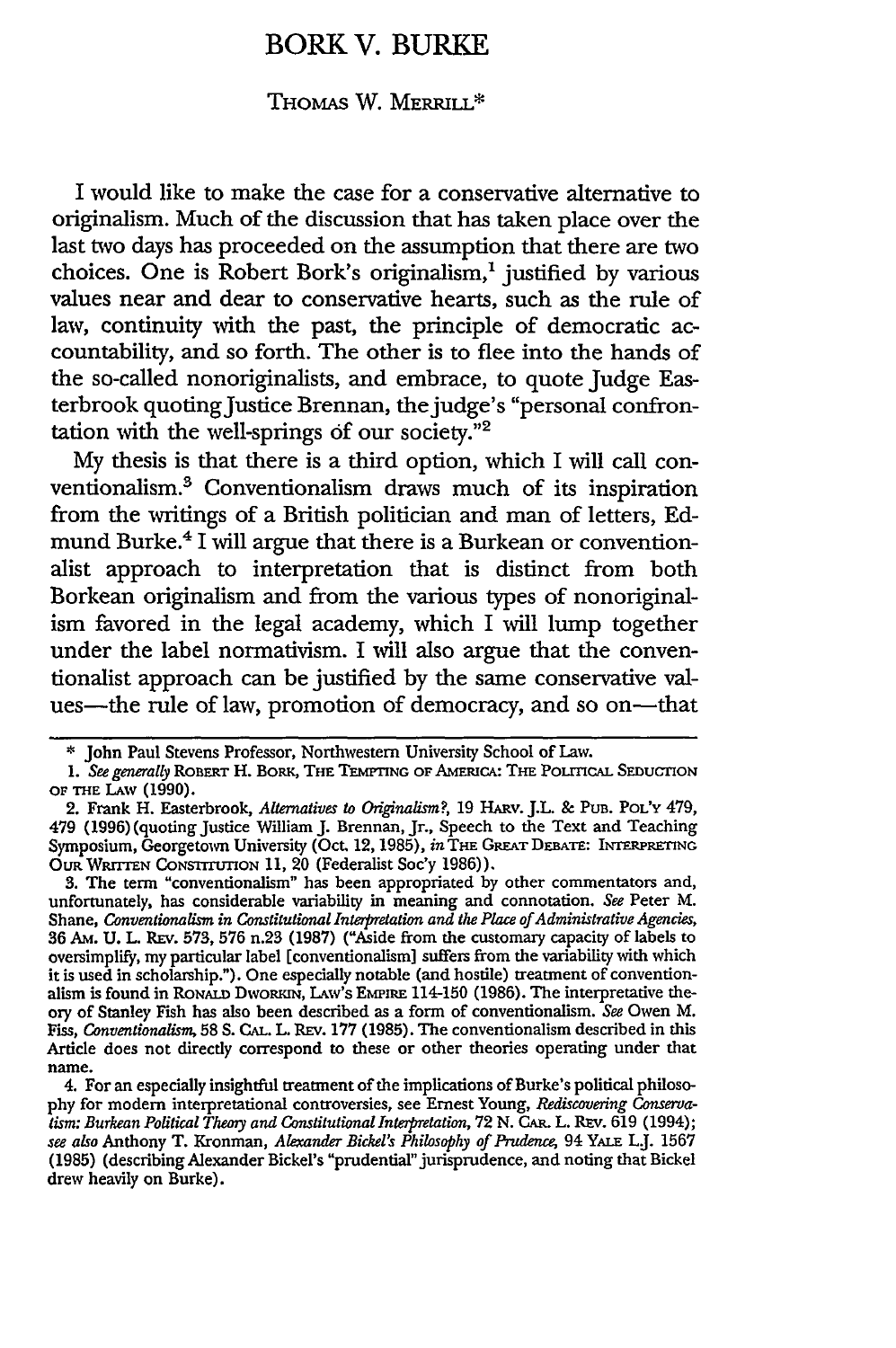# BORK V. BURKE

THOMAS W. MERRILL*

I would like to make the case for a conservative alternative to originalism. Much of the discussion that has taken place over the last two days has proceeded on the assumption that there are two choices. One is Robert Bork's originalism,[1] justified by various values near and dear to conservative hearts, such as the rule of law, continuity with the past, the principle of democratic accountability, and so forth. The other is to flee into the hands of the so-called nonoriginalists, and embrace, to quote Judge Easterbrook quoting Justice Brennan, the judge's "personal confrontation with the well-springs of our society."[2]

My thesis is that there is a third option, which I will call conventionalism.[3] Conventionalism draws much of its inspiration from the writings of a British politician and man of letters, Edmund Burke.[4] I will argue that there is a Burkean or conventionalist approach to interpretation that is distinct from both Borkean originalism and from the various types of nonoriginalism favored in the legal academy, which I will lump together under the label normativism. I will also argue that the conventionalist approach can be justified by the same conservative values—the rule of law, promotion of democracy, and so on—that

---

\* John Paul Stevens Professor, Northwestern University School of Law.

1. *See generally* ROBERT H. BORK, THE TEMPTING OF AMERICA: THE POLITICAL SEDUCTION OF THE LAW (1990).

2. Frank H. Easterbrook, *Alternatives to Originalism?*, 19 HARV. J.L. & PUB. POL'Y 479, 479 (1996) (quoting Justice William J. Brennan, Jr., Speech to the Text and Teaching Symposium, Georgetown University (Oct. 12, 1985), *in* THE GREAT DEBATE: INTERPRETING OUR WRITTEN CONSTITUTION 11, 20 (Federalist Soc'y 1986)).

3. The term "conventionalism" has been appropriated by other commentators and, unfortunately, has considerable variability in meaning and connotation. *See* Peter M. Shane, *Conventionalism in Constitutional Interpretation and the Place of Administrative Agencies*, 36 AM. U. L. REV. 573, 576 n.23 (1987) ("Aside from the customary capacity of labels to oversimplify, my particular label [conventionalism] suffers from the variability with which it is used in scholarship."). One especially notable (and hostile) treatment of conventionalism is found in RONALD DWORKIN, LAW'S EMPIRE 114-150 (1986). The interpretative theory of Stanley Fish has also been described as a form of conventionalism. *See* Owen M. Fiss, *Conventionalism*, 58 S. CAL. L. REV. 177 (1985). The conventionalism described in this Article does not directly correspond to these or other theories operating under that name.

4. For an especially insightful treatment of the implications of Burke's political philosophy for modern interpretational controversies, see Ernest Young, *Rediscovering Conservatism: Burkean Political Theory and Constitutional Interpretation*, 72 N. CAR. L. REV. 619 (1994); *see also* Anthony T. Kronman, *Alexander Bickel's Philosophy of Prudence*, 94 YALE L.J. 1567 (1985) (describing Alexander Bickel's "prudential" jurisprudence, and noting that Bickel drew heavily on Burke).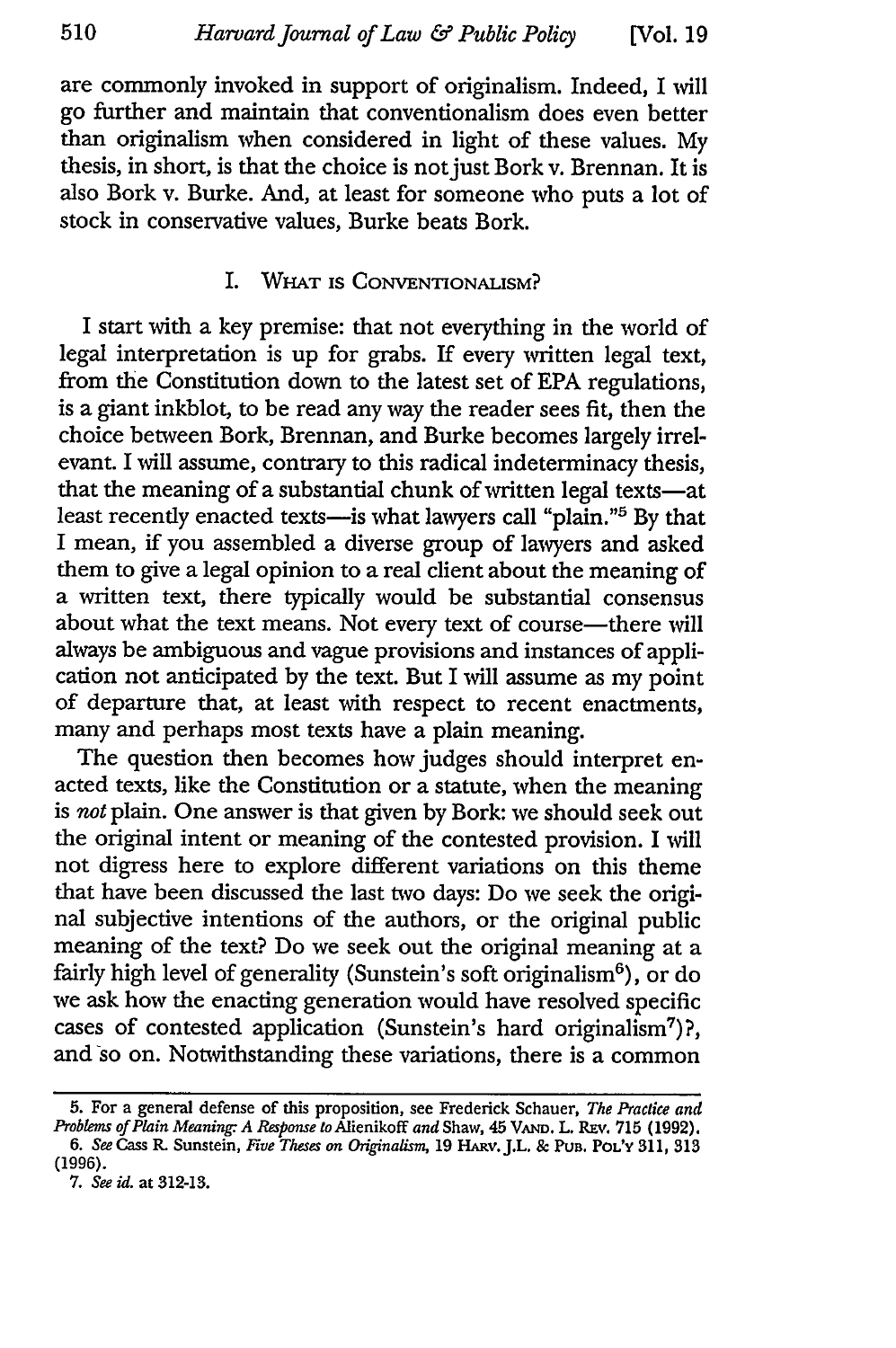are commonly invoked in support of originalism. Indeed, I will go further and maintain that conventionalism does even better than originalism when considered in light of these values. My thesis, in short, is that the choice is not just Bork v. Brennan. It is also Bork v. Burke. And, at least for someone who puts a lot of stock in conservative values, Burke beats Bork.

## I. WHAT IS CONVENTIONALISM?

I start with a key premise: that not everything in the world of legal interpretation is up for grabs. If every written legal text, from the Constitution down to the latest set of EPA regulations, is a giant inkblot, to be read any way the reader sees fit, then the choice between Bork, Brennan, and Burke becomes largely irrelevant. I will assume, contrary to this radical indeterminacy thesis, that the meaning of a substantial chunk of written legal texts—at least recently enacted texts—is what lawyers call "plain."[5] By that I mean, if you assembled a diverse group of lawyers and asked them to give a legal opinion to a real client about the meaning of a written text, there typically would be substantial consensus about what the text means. Not every text of course—there will always be ambiguous and vague provisions and instances of application not anticipated by the text. But I will assume as my point of departure that, at least with respect to recent enactments, many and perhaps most texts have a plain meaning.

The question then becomes how judges should interpret enacted texts, like the Constitution or a statute, when the meaning is *not* plain. One answer is that given by Bork: we should seek out the original intent or meaning of the contested provision. I will not digress here to explore different variations on this theme that have been discussed the last two days: Do we seek the original subjective intentions of the authors, or the original public meaning of the text? Do we seek out the original meaning at a fairly high level of generality (Sunstein's soft originalism[6]), or do we ask how the enacting generation would have resolved specific cases of contested application (Sunstein's hard originalism[7])?, and so on. Notwithstanding these variations, there is a common

---

5. For a general defense of this proposition, see Frederick Schauer, *The Practice and Problems of Plain Meaning: A Response to* Alienikoff *and* Shaw, 45 VAND. L. REV. 715 (1992).

6. *See* Cass R. Sunstein, *Five Theses on Originalism*, 19 HARV. J.L. & PUB. POL'Y 311, 313 (1996).

7. *See id.* at 312-13.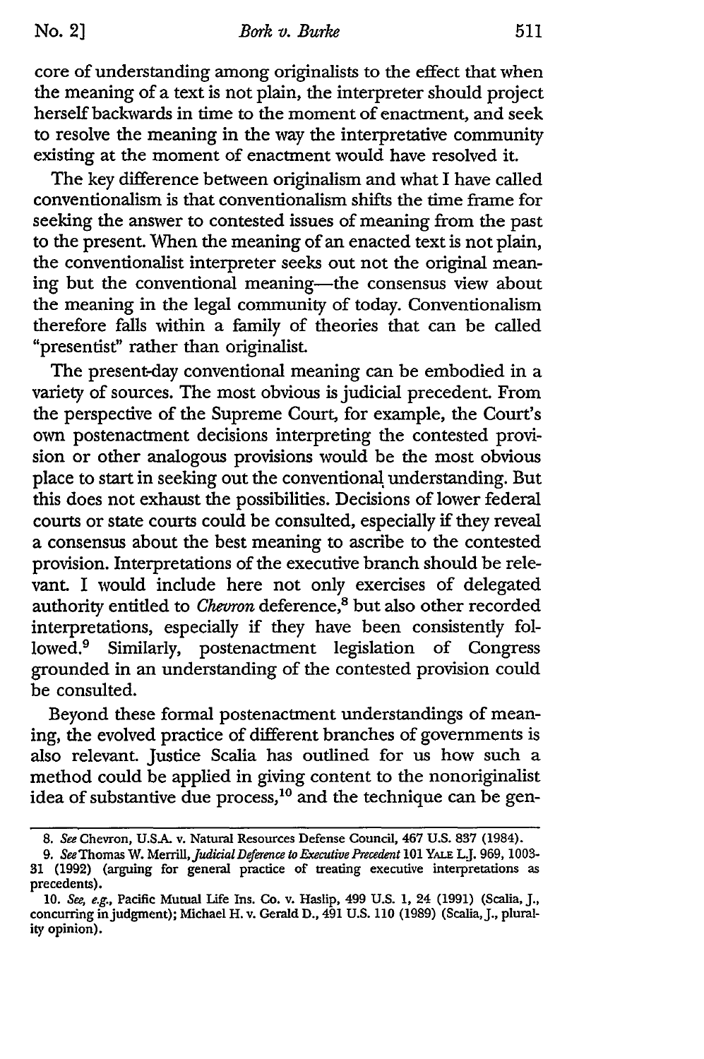core of understanding among originalists to the effect that when the meaning of a text is not plain, the interpreter should project herself backwards in time to the moment of enactment, and seek to resolve the meaning in the way the interpretative community existing at the moment of enactment would have resolved it.

The key difference between originalism and what I have called conventionalism is that conventionalism shifts the time frame for seeking the answer to contested issues of meaning from the past to the present. When the meaning of an enacted text is not plain, the conventionalist interpreter seeks out not the original meaning but the conventional meaning—the consensus view about the meaning in the legal community of today. Conventionalism therefore falls within a family of theories that can be called "presentist" rather than originalist.

The present-day conventional meaning can be embodied in a variety of sources. The most obvious is judicial precedent. From the perspective of the Supreme Court, for example, the Court's own postenactment decisions interpreting the contested provision or other analogous provisions would be the most obvious place to start in seeking out the conventional understanding. But this does not exhaust the possibilities. Decisions of lower federal courts or state courts could be consulted, especially if they reveal a consensus about the best meaning to ascribe to the contested provision. Interpretations of the executive branch should be relevant. I would include here not only exercises of delegated authority entitled to *Chevron* deference,[8] but also other recorded interpretations, especially if they have been consistently followed.[9] Similarly, postenactment legislation of Congress grounded in an understanding of the contested provision could be consulted.

Beyond these formal postenactment understandings of meaning, the evolved practice of different branches of governments is also relevant. Justice Scalia has outlined for us how such a method could be applied in giving content to the nonoriginalist idea of substantive due process,[10] and the technique can be gen-

---

8. *See* Chevron, U.S.A. v. Natural Resources Defense Council, 467 U.S. 837 (1984).

9. *See* Thomas W. Merrill, *Judicial Deference to Executive Precedent* 101 YALE L.J. 969, 1003-31 (1992) (arguing for general practice of treating executive interpretations as precedents).

10. *See, e.g.*, Pacific Mutual Life Ins. Co. v. Haslip, 499 U.S. 1, 24 (1991) (Scalia, J., concurring in judgment); Michael H. v. Gerald D., 491 U.S. 110 (1989) (Scalia, J., plurality opinion).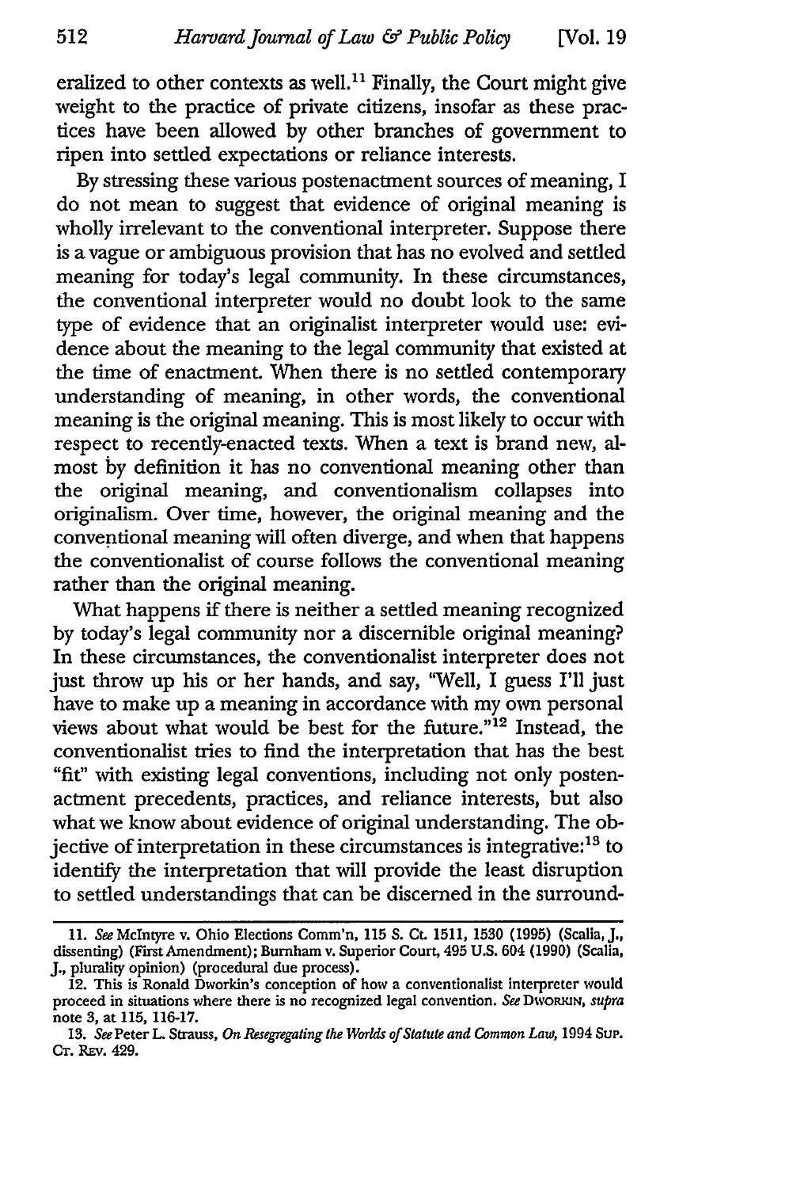eralized to other contexts as well.[11] Finally, the Court might give weight to the practice of private citizens, insofar as these practices have been allowed by other branches of government to ripen into settled expectations or reliance interests.

By stressing these various postenactment sources of meaning, I do not mean to suggest that evidence of original meaning is wholly irrelevant to the conventional interpreter. Suppose there is a vague or ambiguous provision that has no evolved and settled meaning for today's legal community. In these circumstances, the conventional interpreter would no doubt look to the same type of evidence that an originalist interpreter would use: evidence about the meaning to the legal community that existed at the time of enactment. When there is no settled contemporary understanding of meaning, in other words, the conventional meaning is the original meaning. This is most likely to occur with respect to recently-enacted texts. When a text is brand new, almost by definition it has no conventional meaning other than the original meaning, and conventionalism collapses into originalism. Over time, however, the original meaning and the conventional meaning will often diverge, and when that happens the conventionalist of course follows the conventional meaning rather than the original meaning.

What happens if there is neither a settled meaning recognized by today's legal community nor a discernible original meaning? In these circumstances, the conventionalist interpreter does not just throw up his or her hands, and say, "Well, I guess I'll just have to make up a meaning in accordance with my own personal views about what would be best for the future."[12] Instead, the conventionalist tries to find the interpretation that has the best "fit" with existing legal conventions, including not only postenactment precedents, practices, and reliance interests, but also what we know about evidence of original understanding. The objective of interpretation in these circumstances is integrative:[13] to identify the interpretation that will provide the least disruption to settled understandings that can be discerned in the surround-

---

11. *See* McIntyre v. Ohio Elections Comm'n, 115 S. Ct. 1511, 1530 (1995) (Scalia, J., dissenting) (First Amendment); Burnham v. Superior Court, 495 U.S. 604 (1990) (Scalia, J., plurality opinion) (procedural due process).

12. This is Ronald Dworkin's conception of how a conventionalist interpreter would proceed in situations where there is no recognized legal convention. *See* DWORKIN, *supra* note 3, at 115, 116-17.

13. *See* Peter L. Strauss, *On Resegregating the Worlds of Statute and Common Law*, 1994 SUP. CT. REV. 429.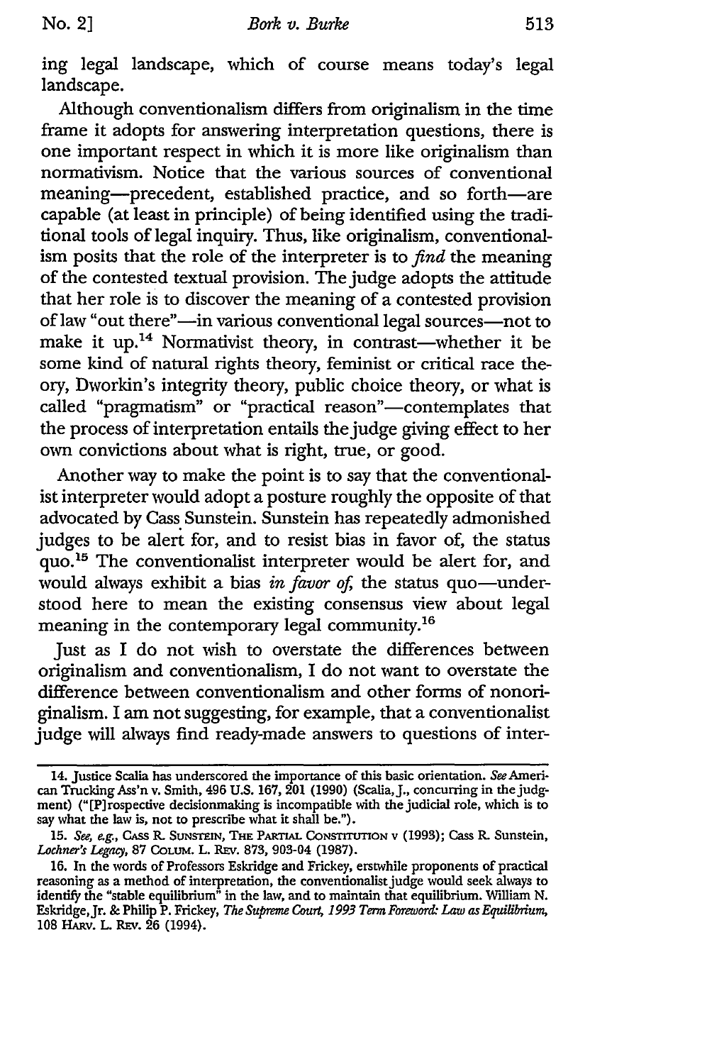ing legal landscape, which of course means today's legal landscape.

Although conventionalism differs from originalism in the time frame it adopts for answering interpretation questions, there is one important respect in which it is more like originalism than normativism. Notice that the various sources of conventional meaning—precedent, established practice, and so forth—are capable (at least in principle) of being identified using the traditional tools of legal inquiry. Thus, like originalism, conventionalism posits that the role of the interpreter is to *find* the meaning of the contested textual provision. The judge adopts the attitude that her role is to discover the meaning of a contested provision of law "out there"—in various conventional legal sources—not to make it up.[14] Normativist theory, in contrast—whether it be some kind of natural rights theory, feminist or critical race theory, Dworkin's integrity theory, public choice theory, or what is called "pragmatism" or "practical reason"—contemplates that the process of interpretation entails the judge giving effect to her own convictions about what is right, true, or good.

Another way to make the point is to say that the conventionalist interpreter would adopt a posture roughly the opposite of that advocated by Cass Sunstein. Sunstein has repeatedly admonished judges to be alert for, and to resist bias in favor of, the status quo.[15] The conventionalist interpreter would be alert for, and would always exhibit a bias *in favor of*, the status quo—understood here to mean the existing consensus view about legal meaning in the contemporary legal community.[16]

Just as I do not wish to overstate the differences between originalism and conventionalism, I do not want to overstate the difference between conventionalism and other forms of nonoriginalism. I am not suggesting, for example, that a conventionalist judge will always find ready-made answers to questions of inter-

---

14. Justice Scalia has underscored the importance of this basic orientation. *See* American Trucking Ass'n v. Smith, 496 U.S. 167, 201 (1990) (Scalia, J., concurring in the judgment) ("[P]rospective decisionmaking is incompatible with the judicial role, which is to say what the law is, not to prescribe what it shall be.").

15. *See, e.g.*, CASS R. SUNSTEIN, THE PARTIAL CONSTITUTION v (1993); Cass R. Sunstein, *Lochner's Legacy*, 87 COLUM. L. REV. 873, 903-04 (1987).

16. In the words of Professors Eskridge and Frickey, erstwhile proponents of practical reasoning as a method of interpretation, the conventionalist judge would seek always to identify the "stable equilibrium" in the law, and to maintain that equilibrium. William N. Eskridge, Jr. & Philip P. Frickey, *The Supreme Court, 1993 Term Foreword: Law as Equilibrium*, 108 HARV. L. REV. 26 (1994).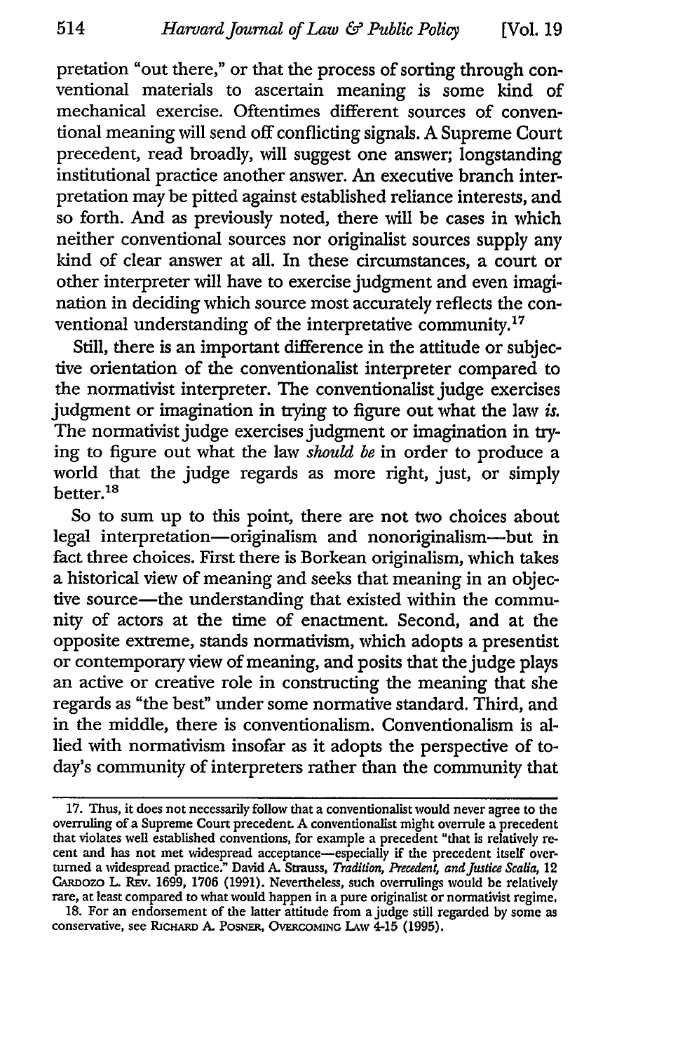pretation "out there," or that the process of sorting through conventional materials to ascertain meaning is some kind of mechanical exercise. Oftentimes different sources of conventional meaning will send off conflicting signals. A Supreme Court precedent, read broadly, will suggest one answer; longstanding institutional practice another answer. An executive branch interpretation may be pitted against established reliance interests, and so forth. And as previously noted, there will be cases in which neither conventional sources nor originalist sources supply any kind of clear answer at all. In these circumstances, a court or other interpreter will have to exercise judgment and even imagination in deciding which source most accurately reflects the conventional understanding of the interpretative community.[17]

Still, there is an important difference in the attitude or subjective orientation of the conventionalist interpreter compared to the normativist interpreter. The conventionalist judge exercises judgment or imagination in trying to figure out what the law *is.* The normativist judge exercises judgment or imagination in trying to figure out what the law *should be* in order to produce a world that the judge regards as more right, just, or simply better.[18]

So to sum up to this point, there are not two choices about legal interpretation—originalism and nonoriginalism—but in fact three choices. First there is Borkean originalism, which takes a historical view of meaning and seeks that meaning in an objective source—the understanding that existed within the community of actors at the time of enactment. Second, and at the opposite extreme, stands normativism, which adopts a presentist or contemporary view of meaning, and posits that the judge plays an active or creative role in constructing the meaning that she regards as "the best" under some normative standard. Third, and in the middle, there is conventionalism. Conventionalism is allied with normativism insofar as it adopts the perspective of today's community of interpreters rather than the community that

---

17. Thus, it does not necessarily follow that a conventionalist would never agree to the overruling of a Supreme Court precedent. A conventionalist might overrule a precedent that violates well established conventions, for example a precedent "that is relatively recent and has not met widespread acceptance—especially if the precedent itself overturned a widespread practice." David A. Strauss, *Tradition, Precedent, and Justice Scalia*, 12 CARDOZO L. REV. 1699, 1706 (1991). Nevertheless, such overrulings would be relatively rare, at least compared to what would happen in a pure originalist or normativist regime.

18. For an endorsement of the latter attitude from a judge still regarded by some as conservative, see RICHARD A. POSNER, OVERCOMING LAW 4-15 (1995).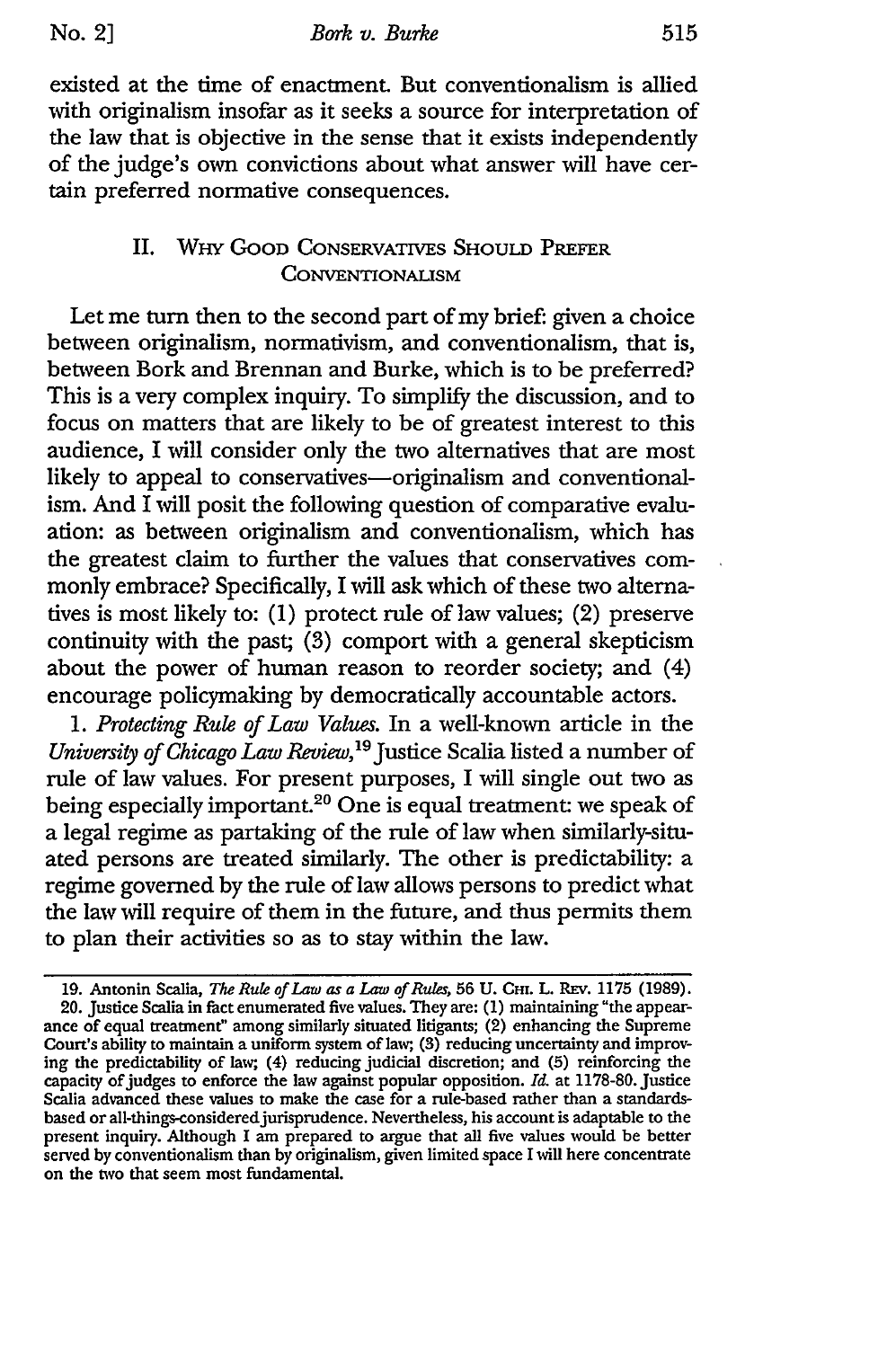existed at the time of enactment. But conventionalism is allied with originalism insofar as it seeks a source for interpretation of the law that is objective in the sense that it exists independently of the judge's own convictions about what answer will have certain preferred normative consequences.

## II. Why Good Conservatives Should Prefer Conventionalism

Let me turn then to the second part of my brief: given a choice between originalism, normativism, and conventionalism, that is, between Bork and Brennan and Burke, which is to be preferred? This is a very complex inquiry. To simplify the discussion, and to focus on matters that are likely to be of greatest interest to this audience, I will consider only the two alternatives that are most likely to appeal to conservatives—originalism and conventionalism. And I will posit the following question of comparative evaluation: as between originalism and conventionalism, which has the greatest claim to further the values that conservatives commonly embrace? Specifically, I will ask which of these two alternatives is most likely to: (1) protect rule of law values; (2) preserve continuity with the past; (3) comport with a general skepticism about the power of human reason to reorder society; and (4) encourage policymaking by democratically accountable actors.

1. *Protecting Rule of Law Values.* In a well-known article in the *University of Chicago Law Review*,[19] Justice Scalia listed a number of rule of law values. For present purposes, I will single out two as being especially important.[20] One is equal treatment: we speak of a legal regime as partaking of the rule of law when similarly-situated persons are treated similarly. The other is predictability: a regime governed by the rule of law allows persons to predict what the law will require of them in the future, and thus permits them to plan their activities so as to stay within the law.

---

19. Antonin Scalia, *The Rule of Law as a Law of Rules*, 56 U. Chi. L. Rev. 1175 (1989).

20. Justice Scalia in fact enumerated five values. They are: (1) maintaining "the appearance of equal treatment" among similarly situated litigants; (2) enhancing the Supreme Court's ability to maintain a uniform system of law; (3) reducing uncertainty and improving the predictability of law; (4) reducing judicial discretion; and (5) reinforcing the capacity of judges to enforce the law against popular opposition. *Id.* at 1178-80. Justice Scalia advanced these values to make the case for a rule-based rather than a standards-based or all-things-considered jurisprudence. Nevertheless, his account is adaptable to the present inquiry. Although I am prepared to argue that all five values would be better served by conventionalism than by originalism, given limited space I will here concentrate on the two that seem most fundamental.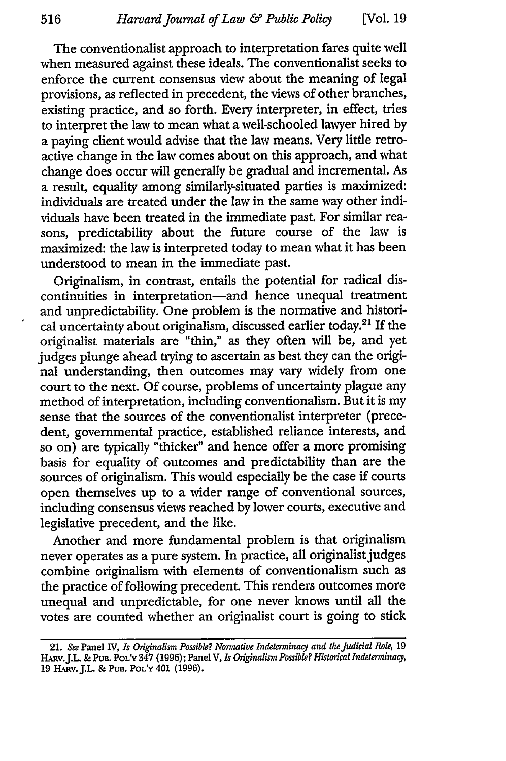The conventionalist approach to interpretation fares quite well when measured against these ideals. The conventionalist seeks to enforce the current consensus view about the meaning of legal provisions, as reflected in precedent, the views of other branches, existing practice, and so forth. Every interpreter, in effect, tries to interpret the law to mean what a well-schooled lawyer hired by a paying client would advise that the law means. Very little retroactive change in the law comes about on this approach, and what change does occur will generally be gradual and incremental. As a result, equality among similarly-situated parties is maximized: individuals are treated under the law in the same way other individuals have been treated in the immediate past. For similar reasons, predictability about the future course of the law is maximized: the law is interpreted today to mean what it has been understood to mean in the immediate past.

Originalism, in contrast, entails the potential for radical discontinuities in interpretation—and hence unequal treatment and unpredictability. One problem is the normative and historical uncertainty about originalism, discussed earlier today.[21] If the originalist materials are "thin," as they often will be, and yet judges plunge ahead trying to ascertain as best they can the original understanding, then outcomes may vary widely from one court to the next. Of course, problems of uncertainty plague any method of interpretation, including conventionalism. But it is my sense that the sources of the conventionalist interpreter (precedent, governmental practice, established reliance interests, and so on) are typically "thicker" and hence offer a more promising basis for equality of outcomes and predictability than are the sources of originalism. This would especially be the case if courts open themselves up to a wider range of conventional sources, including consensus views reached by lower courts, executive and legislative precedent, and the like.

Another and more fundamental problem is that originalism never operates as a pure system. In practice, all originalist judges combine originalism with elements of conventionalism such as the practice of following precedent. This renders outcomes more unequal and unpredictable, for one never knows until all the votes are counted whether an originalist court is going to stick

---

21. *See* Panel IV, *Is Originalism Possible? Normative Indeterminacy and the Judicial Role*, 19 HARV. J.L. & PUB. POL'Y 347 (1996); Panel V, *Is Originalism Possible? Historical Indeterminacy*, 19 HARV. J.L. & PUB. POL'Y 401 (1996).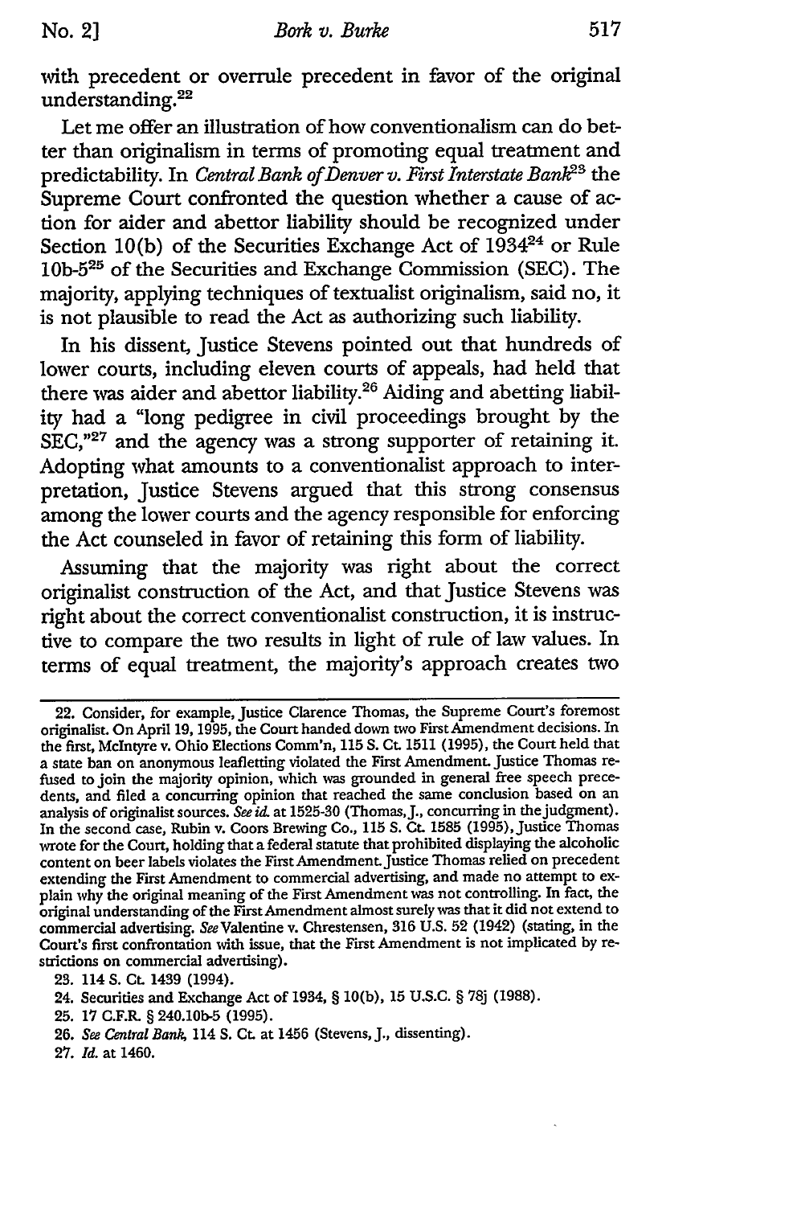with precedent or overrule precedent in favor of the original understanding.[22]

Let me offer an illustration of how conventionalism can do better than originalism in terms of promoting equal treatment and predictability. In *Central Bank of Denver v. First Interstate Bank*[23] the Supreme Court confronted the question whether a cause of action for aider and abettor liability should be recognized under Section 10(b) of the Securities Exchange Act of 1934[24] or Rule 10b-5[25] of the Securities and Exchange Commission (SEC). The majority, applying techniques of textualist originalism, said no, it is not plausible to read the Act as authorizing such liability.

In his dissent, Justice Stevens pointed out that hundreds of lower courts, including eleven courts of appeals, had held that there was aider and abettor liability.[26] Aiding and abetting liability had a "long pedigree in civil proceedings brought by the SEC,"[27] and the agency was a strong supporter of retaining it. Adopting what amounts to a conventionalist approach to interpretation, Justice Stevens argued that this strong consensus among the lower courts and the agency responsible for enforcing the Act counseled in favor of retaining this form of liability.

Assuming that the majority was right about the correct originalist construction of the Act, and that Justice Stevens was right about the correct conventionalist construction, it is instructive to compare the two results in light of rule of law values. In terms of equal treatment, the majority's approach creates two

---

22. Consider, for example, Justice Clarence Thomas, the Supreme Court's foremost originalist. On April 19, 1995, the Court handed down two First Amendment decisions. In the first, McIntyre v. Ohio Elections Comm'n, 115 S. Ct. 1511 (1995), the Court held that a state ban on anonymous leafletting violated the First Amendment. Justice Thomas refused to join the majority opinion, which was grounded in general free speech precedents, and filed a concurring opinion that reached the same conclusion based on an analysis of originalist sources. *See id.* at 1525-30 (Thomas, J., concurring in the judgment). In the second case, Rubin v. Coors Brewing Co., 115 S. Ct. 1585 (1995), Justice Thomas wrote for the Court, holding that a federal statute that prohibited displaying the alcoholic content on beer labels violates the First Amendment. Justice Thomas relied on precedent extending the First Amendment to commercial advertising, and made no attempt to explain why the original meaning of the First Amendment was not controlling. In fact, the original understanding of the First Amendment almost surely was that it did not extend to commercial advertising. *See* Valentine v. Chrestensen, 316 U.S. 52 (1942) (stating, in the Court's first confrontation with issue, that the First Amendment is not implicated by restrictions on commercial advertising).

23. 114 S. Ct. 1439 (1994).

24. Securities and Exchange Act of 1934, § 10(b), 15 U.S.C. § 78j (1988).

25. 17 C.F.R. § 240.10b-5 (1995).

26. *See Central Bank*, 114 S. Ct. at 1456 (Stevens, J., dissenting).

27. *Id.* at 1460.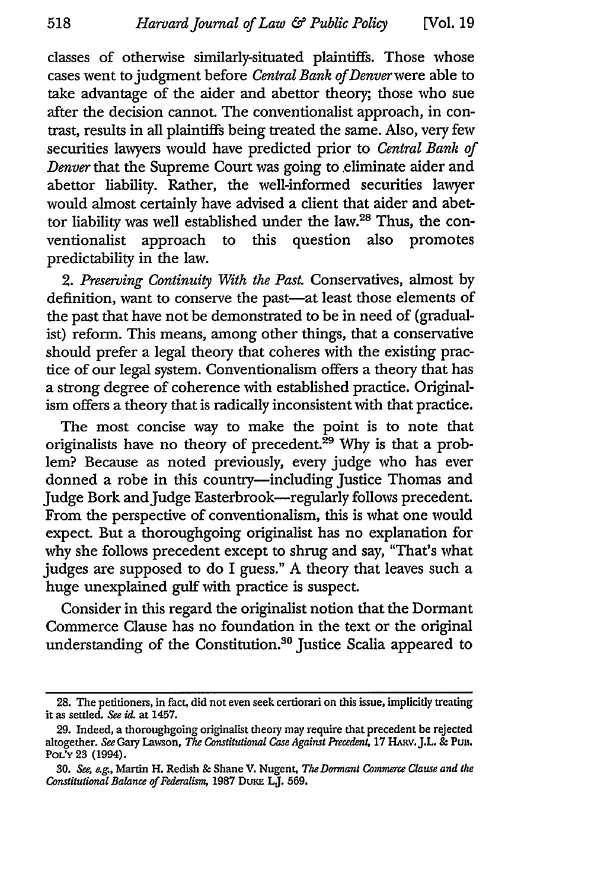classes of otherwise similarly-situated plaintiffs. Those whose cases went to judgment before *Central Bank of Denver* were able to take advantage of the aider and abettor theory; those who sue after the decision cannot. The conventionalist approach, in contrast, results in all plaintiffs being treated the same. Also, very few securities lawyers would have predicted prior to *Central Bank of Denver* that the Supreme Court was going to eliminate aider and abettor liability. Rather, the well-informed securities lawyer would almost certainly have advised a client that aider and abettor liability was well established under the law.[28] Thus, the conventionalist approach to this question also promotes predictability in the law.

2. *Preserving Continuity With the Past.* Conservatives, almost by definition, want to conserve the past—at least those elements of the past that have not be demonstrated to be in need of (gradualist) reform. This means, among other things, that a conservative should prefer a legal theory that coheres with the existing practice of our legal system. Conventionalism offers a theory that has a strong degree of coherence with established practice. Originalism offers a theory that is radically inconsistent with that practice.

The most concise way to make the point is to note that originalists have no theory of precedent.[29] Why is that a problem? Because as noted previously, every judge who has ever donned a robe in this country—including Justice Thomas and Judge Bork and Judge Easterbrook—regularly follows precedent. From the perspective of conventionalism, this is what one would expect. But a thoroughgoing originalist has no explanation for why she follows precedent except to shrug and say, "That's what judges are supposed to do I guess." A theory that leaves such a huge unexplained gulf with practice is suspect.

Consider in this regard the originalist notion that the Dormant Commerce Clause has no foundation in the text or the original understanding of the Constitution.[30] Justice Scalia appeared to

---

28. The petitioners, in fact, did not even seek certiorari on this issue, implicitly treating it as settled. *See id.* at 1457.

29. Indeed, a thoroughgoing originalist theory may require that precedent be rejected altogether. *See* Gary Lawson, *The Constitutional Case Against Precedent*, 17 HARV. J.L. & PUB. POL'Y 23 (1994).

30. *See, e.g.*, Martin H. Redish & Shane V. Nugent, *The Dormant Commerce Clause and the Constitutional Balance of Federalism*, 1987 DUKE L.J. 569.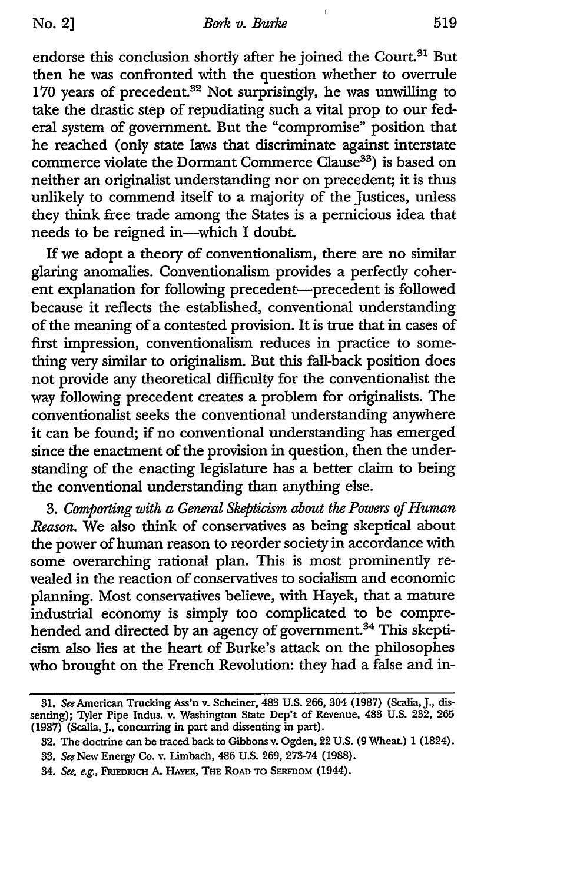endorse this conclusion shortly after he joined the Court.[31] But then he was confronted with the question whether to overrule 170 years of precedent.[32] Not surprisingly, he was unwilling to take the drastic step of repudiating such a vital prop to our federal system of government. But the "compromise" position that he reached (only state laws that discriminate against interstate commerce violate the Dormant Commerce Clause[33]) is based on neither an originalist understanding nor on precedent; it is thus unlikely to commend itself to a majority of the Justices, unless they think free trade among the States is a pernicious idea that needs to be reigned in—which I doubt.

If we adopt a theory of conventionalism, there are no similar glaring anomalies. Conventionalism provides a perfectly coherent explanation for following precedent—precedent is followed because it reflects the established, conventional understanding of the meaning of a contested provision. It is true that in cases of first impression, conventionalism reduces in practice to something very similar to originalism. But this fall-back position does not provide any theoretical difficulty for the conventionalist the way following precedent creates a problem for originalists. The conventionalist seeks the conventional understanding anywhere it can be found; if no conventional understanding has emerged since the enactment of the provision in question, then the understanding of the enacting legislature has a better claim to being the conventional understanding than anything else.

3. *Comporting with a General Skepticism about the Powers of Human Reason.* We also think of conservatives as being skeptical about the power of human reason to reorder society in accordance with some overarching rational plan. This is most prominently revealed in the reaction of conservatives to socialism and economic planning. Most conservatives believe, with Hayek, that a mature industrial economy is simply too complicated to be comprehended and directed by an agency of government.[34] This skepticism also lies at the heart of Burke's attack on the philosophes who brought on the French Revolution: they had a false and in-

---

31. *See* American Trucking Ass'n v. Scheiner, 483 U.S. 266, 304 (1987) (Scalia, J., dissenting); Tyler Pipe Indus. v. Washington State Dep't of Revenue, 483 U.S. 232, 265 (1987) (Scalia, J., concurring in part and dissenting in part).

32. The doctrine can be traced back to Gibbons v. Ogden, 22 U.S. (9 Wheat.) 1 (1824).

33. *See* New Energy Co. v. Limbach, 486 U.S. 269, 273-74 (1988).

34. *See, e.g.*, FRIEDRICH A. HAYEK, THE ROAD TO SERFDOM (1944).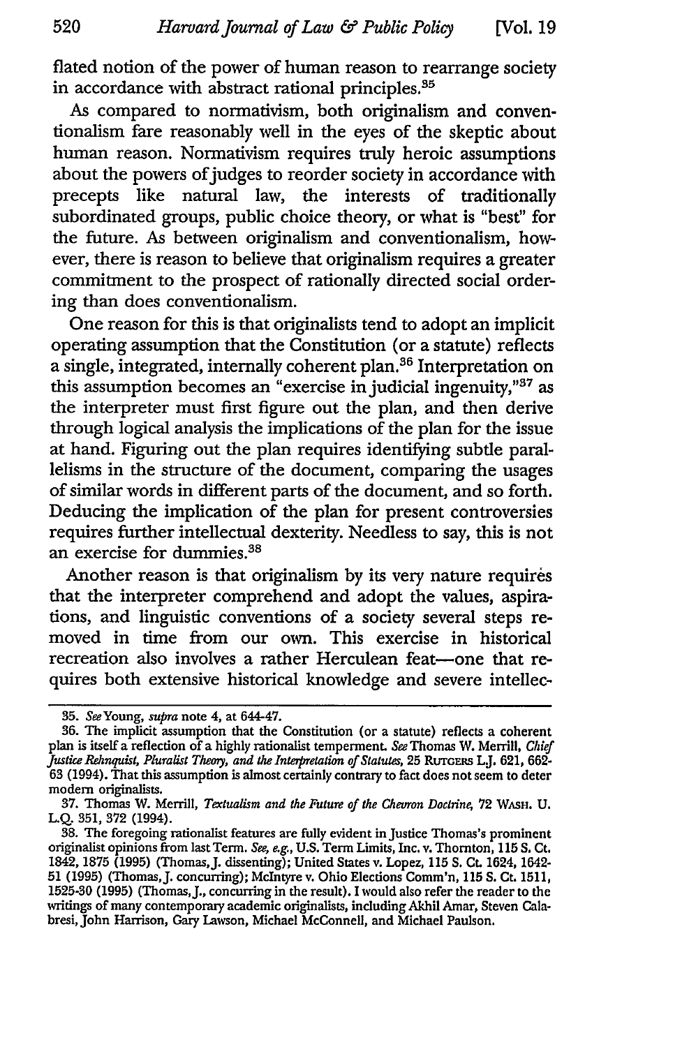flated notion of the power of human reason to rearrange society in accordance with abstract rational principles.[35]

As compared to normativism, both originalism and conventionalism fare reasonably well in the eyes of the skeptic about human reason. Normativism requires truly heroic assumptions about the powers of judges to reorder society in accordance with precepts like natural law, the interests of traditionally subordinated groups, public choice theory, or what is "best" for the future. As between originalism and conventionalism, however, there is reason to believe that originalism requires a greater commitment to the prospect of rationally directed social ordering than does conventionalism.

One reason for this is that originalists tend to adopt an implicit operating assumption that the Constitution (or a statute) reflects a single, integrated, internally coherent plan.[36] Interpretation on this assumption becomes an "exercise in judicial ingenuity,"[37] as the interpreter must first figure out the plan, and then derive through logical analysis the implications of the plan for the issue at hand. Figuring out the plan requires identifying subtle parallelisms in the structure of the document, comparing the usages of similar words in different parts of the document, and so forth. Deducing the implication of the plan for present controversies requires further intellectual dexterity. Needless to say, this is not an exercise for dummies.[38]

Another reason is that originalism by its very nature requires that the interpreter comprehend and adopt the values, aspirations, and linguistic conventions of a society several steps removed in time from our own. This exercise in historical recreation also involves a rather Herculean feat—one that requires both extensive historical knowledge and severe intellec-

---

35. *See* Young, *supra* note 4, at 644-47.

36. The implicit assumption that the Constitution (or a statute) reflects a coherent plan is itself a reflection of a highly rationalist temperment. *See* Thomas W. Merrill, *Chief Justice Rehnquist, Pluralist Theory, and the Interpretation of Statutes*, 25 RUTGERS L.J. 621, 662-63 (1994). That this assumption is almost certainly contrary to fact does not seem to deter modern originalists.

37. Thomas W. Merrill, *Textualism and the Future of the Chevron Doctrine*, 72 WASH. U. L.Q. 351, 372 (1994).

38. The foregoing rationalist features are fully evident in Justice Thomas's prominent originalist opinions from last Term. *See, e.g.*, U.S. Term Limits, Inc. v. Thornton, 115 S. Ct. 1842, 1875 (1995) (Thomas, J. dissenting); United States v. Lopez, 115 S. Ct. 1624, 1642-51 (1995) (Thomas, J. concurring); McIntyre v. Ohio Elections Comm'n, 115 S. Ct. 1511, 1525-30 (1995) (Thomas, J., concurring in the result). I would also refer the reader to the writings of many contemporary academic originalists, including Akhil Amar, Steven Calabresi, John Harrison, Gary Lawson, Michael McConnell, and Michael Paulson.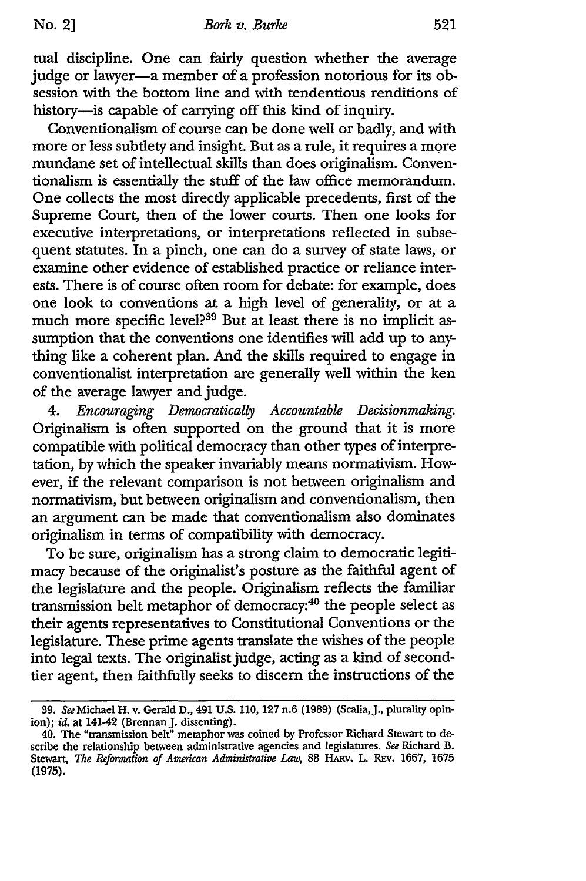tual discipline. One can fairly question whether the average judge or lawyer—a member of a profession notorious for its obsession with the bottom line and with tendentious renditions of history—is capable of carrying off this kind of inquiry.

Conventionalism of course can be done well or badly, and with more or less subtlety and insight. But as a rule, it requires a more mundane set of intellectual skills than does originalism. Conventionalism is essentially the stuff of the law office memorandum. One collects the most directly applicable precedents, first of the Supreme Court, then of the lower courts. Then one looks for executive interpretations, or interpretations reflected in subsequent statutes. In a pinch, one can do a survey of state laws, or examine other evidence of established practice or reliance interests. There is of course often room for debate: for example, does one look to conventions at a high level of generality, or at a much more specific level?[39] But at least there is no implicit assumption that the conventions one identifies will add up to anything like a coherent plan. And the skills required to engage in conventionalist interpretation are generally well within the ken of the average lawyer and judge.

4. *Encouraging Democratically Accountable Decisionmaking.* Originalism is often supported on the ground that it is more compatible with political democracy than other types of interpretation, by which the speaker invariably means normativism. However, if the relevant comparison is not between originalism and normativism, but between originalism and conventionalism, then an argument can be made that conventionalism also dominates originalism in terms of compatibility with democracy.

To be sure, originalism has a strong claim to democratic legitimacy because of the originalist's posture as the faithful agent of the legislature and the people. Originalism reflects the familiar transmission belt metaphor of democracy:[40] the people select as their agents representatives to Constitutional Conventions or the legislature. These prime agents translate the wishes of the people into legal texts. The originalist judge, acting as a kind of second-tier agent, then faithfully seeks to discern the instructions of the

---

39. *See* Michael H. v. Gerald D., 491 U.S. 110, 127 n.6 (1989) (Scalia, J., plurality opinion); *id.* at 141-42 (Brennan J. dissenting).

40. The "transmission belt" metaphor was coined by Professor Richard Stewart to describe the relationship between administrative agencies and legislatures. *See* Richard B. Stewart, *The Reformation of American Administrative Law*, 88 HARV. L. REV. 1667, 1675 (1975).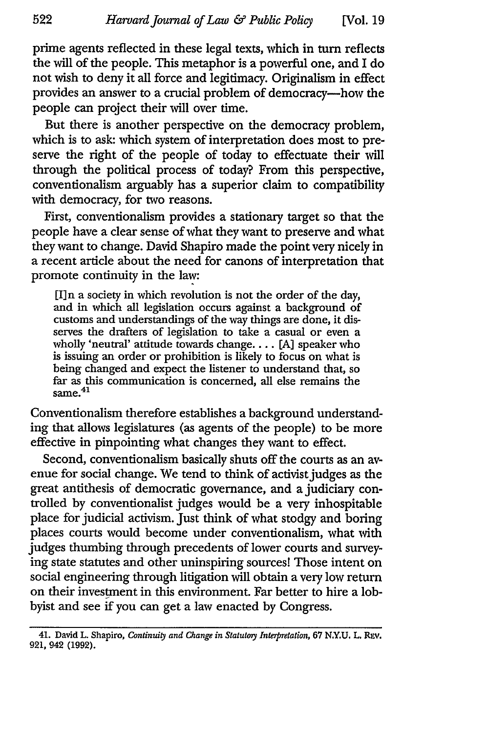prime agents reflected in these legal texts, which in turn reflects the will of the people. This metaphor is a powerful one, and I do not wish to deny it all force and legitimacy. Originalism in effect provides an answer to a crucial problem of democracy—how the people can project their will over time.

But there is another perspective on the democracy problem, which is to ask: which system of interpretation does most to preserve the right of the people of today to effectuate their will through the political process of today? From this perspective, conventionalism arguably has a superior claim to compatibility with democracy, for two reasons.

First, conventionalism provides a stationary target so that the people have a clear sense of what they want to preserve and what they want to change. David Shapiro made the point very nicely in a recent article about the need for canons of interpretation that promote continuity in the law:

> [I]n a society in which revolution is not the order of the day, and in which all legislation occurs against a background of customs and understandings of the way things are done, it disserves the drafters of legislation to take a casual or even a wholly 'neutral' attitude towards change. . . . [A] speaker who is issuing an order or prohibition is likely to focus on what is being changed and expect the listener to understand that, so far as this communication is concerned, all else remains the same.[41]

Conventionalism therefore establishes a background understanding that allows legislatures (as agents of the people) to be more effective in pinpointing what changes they want to effect.

Second, conventionalism basically shuts off the courts as an avenue for social change. We tend to think of activist judges as the great antithesis of democratic governance, and a judiciary controlled by conventionalist judges would be a very inhospitable place for judicial activism. Just think of what stodgy and boring places courts would become under conventionalism, what with judges thumbing through precedents of lower courts and surveying state statutes and other uninspiring sources! Those intent on social engineering through litigation will obtain a very low return on their investment in this environment. Far better to hire a lobbyist and see if you can get a law enacted by Congress.

---

41. David L. Shapiro, *Continuity and Change in Statutory Interpretation*, 67 N.Y.U. L. REV. 921, 942 (1992).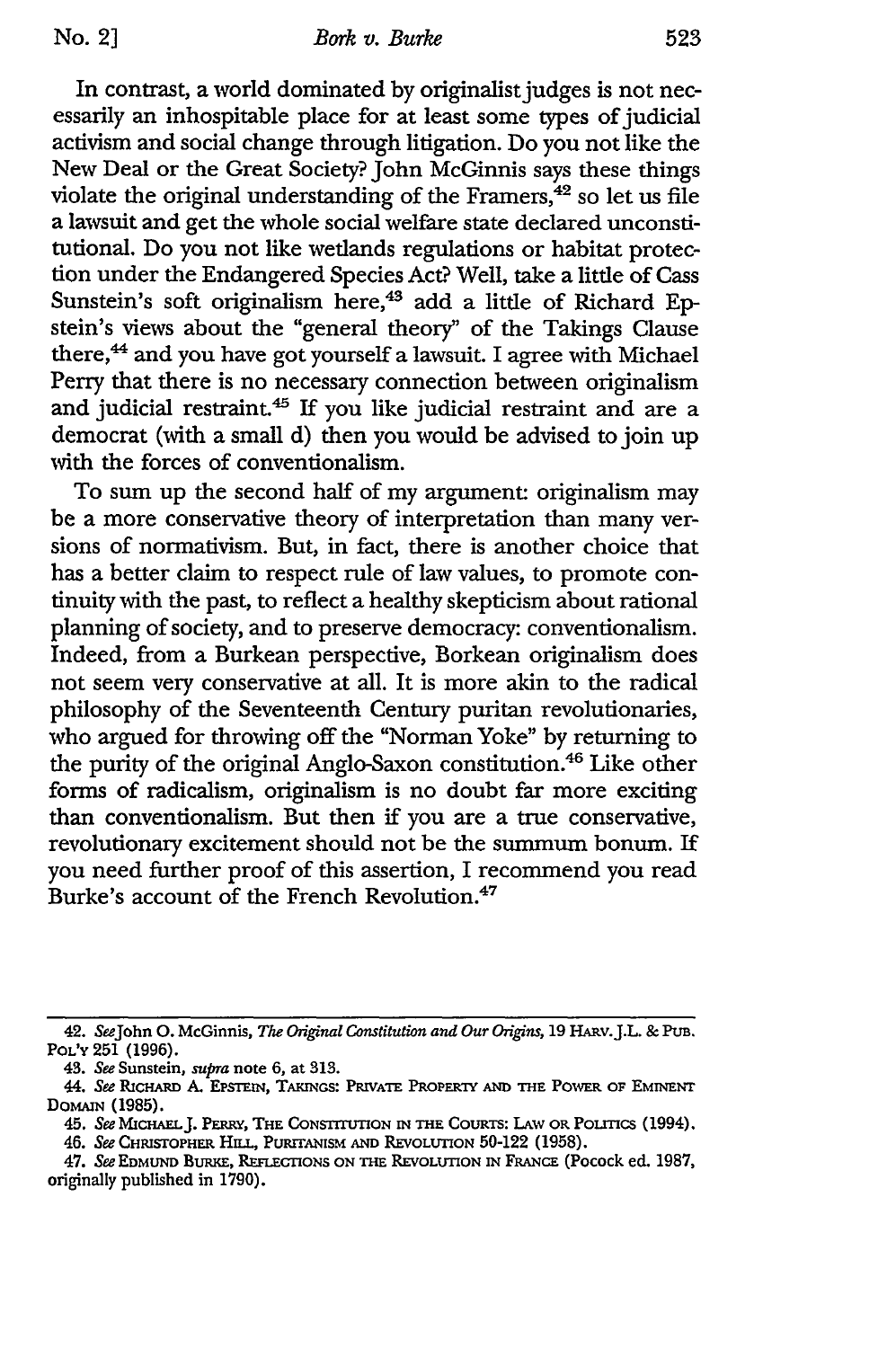In contrast, a world dominated by originalist judges is not necessarily an inhospitable place for at least some types of judicial activism and social change through litigation. Do you not like the New Deal or the Great Society? John McGinnis says these things violate the original understanding of the Framers,[42] so let us file a lawsuit and get the whole social welfare state declared unconstitutional. Do you not like wetlands regulations or habitat protection under the Endangered Species Act? Well, take a little of Cass Sunstein's soft originalism here,[43] add a little of Richard Epstein's views about the "general theory" of the Takings Clause there,[44] and you have got yourself a lawsuit. I agree with Michael Perry that there is no necessary connection between originalism and judicial restraint.[45] If you like judicial restraint and are a democrat (with a small d) then you would be advised to join up with the forces of conventionalism.

To sum up the second half of my argument: originalism may be a more conservative theory of interpretation than many versions of normativism. But, in fact, there is another choice that has a better claim to respect rule of law values, to promote continuity with the past, to reflect a healthy skepticism about rational planning of society, and to preserve democracy: conventionalism. Indeed, from a Burkean perspective, Borkean originalism does not seem very conservative at all. It is more akin to the radical philosophy of the Seventeenth Century puritan revolutionaries, who argued for throwing off the "Norman Yoke" by returning to the purity of the original Anglo-Saxon constitution.[46] Like other forms of radicalism, originalism is no doubt far more exciting than conventionalism. But then if you are a true conservative, revolutionary excitement should not be the summum bonum. If you need further proof of this assertion, I recommend you read Burke's account of the French Revolution.[47]

---

42. *See* John O. McGinnis, *The Original Constitution and Our Origins*, 19 HARV. J.L. & PUB. POL'Y 251 (1996).

43. *See* Sunstein, *supra* note 6, at 313.

44. *See* RICHARD A. EPSTEIN, TAKINGS: PRIVATE PROPERTY AND THE POWER OF EMINENT DOMAIN (1985).

45. *See* MICHAEL J. PERRY, THE CONSTITUTION IN THE COURTS: LAW OR POLITICS (1994).

46. *See* CHRISTOPHER HILL, PURITANISM AND REVOLUTION 50-122 (1958).

47. *See* EDMUND BURKE, REFLECTIONS ON THE REVOLUTION IN FRANCE (Pocock ed. 1987, originally published in 1790).